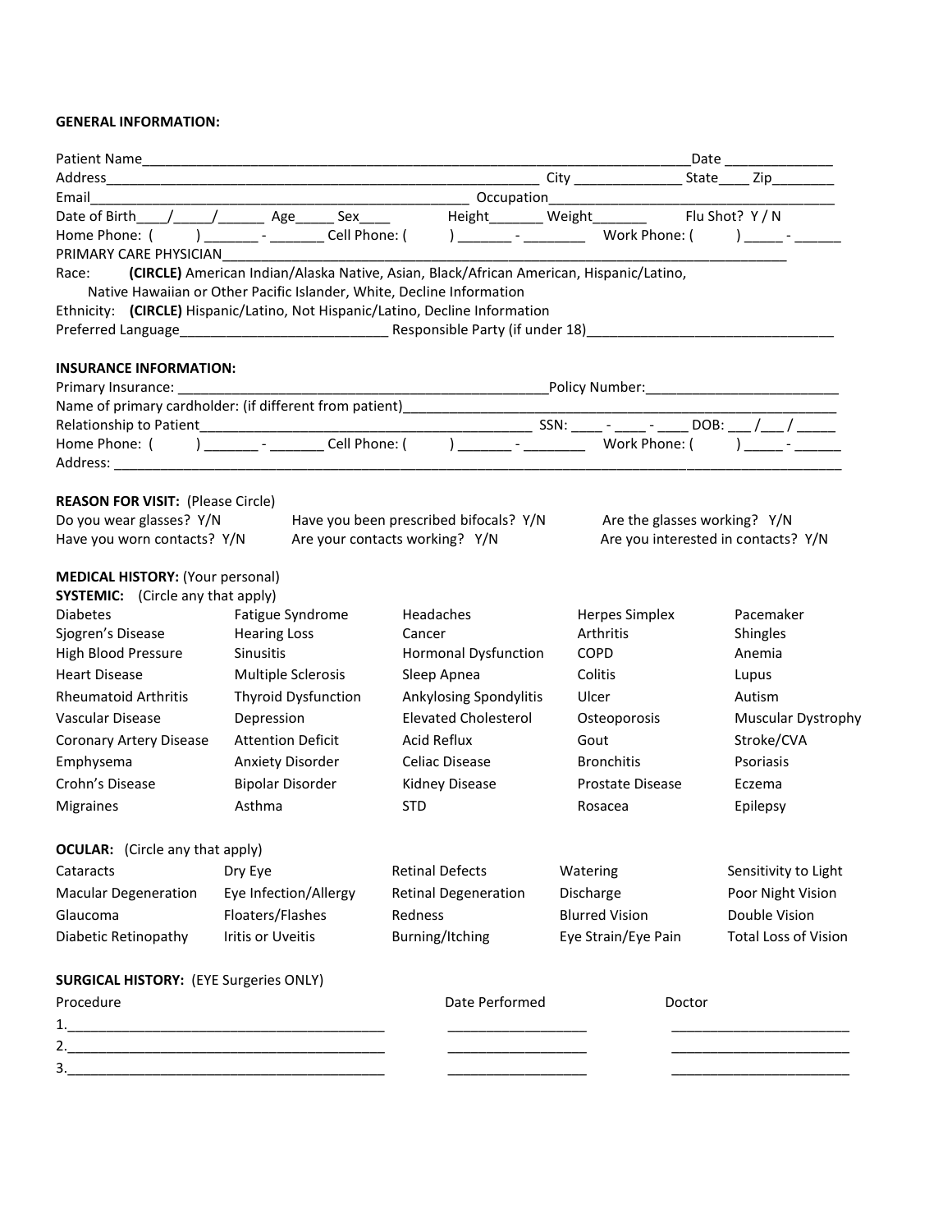**GENERAL INFORMATION:**

Patient Name_________________________________________________________________________Date ______________

Address____________________________________________________________ City ______________ State____ Zip________

Email___________________________________________________ Occupation_______________________________________

Date of Birth____/_____/______ Age_____ Sex____ Height_______ Weight_______ Flu Shot? Y / N

Home Phone: ( ) _______ - _______ Cell Phone: ( ) _______ - ________ Work Phone: ( ) _____ - ______

PRIMARY CARE PHYSICIAN_____________________________________________________________________________________

Race: **(CIRCLE)** American Indian/Alaska Native, Asian, Black/African American, Hispanic/Latino, Native Hawaiian or Other Pacific Islander, White, Decline Information

Ethnicity: **(CIRCLE)** Hispanic/Latino, Not Hispanic/Latino, Decline Information

Preferred Language___________________________ Responsible Party (if under 18)________________________________

**INSURANCE INFORMATION:**

Primary Insurance: ___________________________________________________Policy Number:_________________________

Name of primary cardholder: (if different from patient)______________________________________________________________

Relationship to Patient____________________________________________ SSN: ____ - ____ - ____ DOB: ___ /___ / _____

Home Phone: ( ) _______ - _______ Cell Phone: ( ) _______ - ________ Work Phone: ( ) _____ - ______

Address: ___________________________________________________________________________________________________

**REASON FOR VISIT:** (Please Circle)

| | | |
|---|---|---|
| Do you wear glasses? Y/N | Have you been prescribed bifocals? Y/N | Are the glasses working? Y/N |
| Have you worn contacts? Y/N | Are your contacts working? Y/N | Are you interested in contacts? Y/N |

**MEDICAL HISTORY:** (Your personal)

**SYSTEMIC:** (Circle any that apply)

| | | | | |
|---|---|---|---|---|
| Diabetes | Fatigue Syndrome | Headaches | Herpes Simplex | Pacemaker |
| Sjogren's Disease | Hearing Loss | Cancer | Arthritis | Shingles |
| High Blood Pressure | Sinusitis | Hormonal Dysfunction | COPD | Anemia |
| Heart Disease | Multiple Sclerosis | Sleep Apnea | Colitis | Lupus |
| Rheumatoid Arthritis | Thyroid Dysfunction | Ankylosing Spondylitis | Ulcer | Autism |
| Vascular Disease | Depression | Elevated Cholesterol | Osteoporosis | Muscular Dystrophy |
| Coronary Artery Disease | Attention Deficit | Acid Reflux | Gout | Stroke/CVA |
| Emphysema | Anxiety Disorder | Celiac Disease | Bronchitis | Psoriasis |
| Crohn's Disease | Bipolar Disorder | Kidney Disease | Prostate Disease | Eczema |
| Migraines | Asthma | STD | Rosacea | Epilepsy |

**OCULAR:** (Circle any that apply)

| | | | | |
|---|---|---|---|---|
| Cataracts | Dry Eye | Retinal Defects | Watering | Sensitivity to Light |
| Macular Degeneration | Eye Infection/Allergy | Retinal Degeneration | Discharge | Poor Night Vision |
| Glaucoma | Floaters/Flashes | Redness | Blurred Vision | Double Vision |
| Diabetic Retinopathy | Iritis or Uveitis | Burning/Itching | Eye Strain/Eye Pain | Total Loss of Vision |

**SURGICAL HISTORY:** (EYE Surgeries ONLY)

| Procedure | Date Performed | Doctor |
|---|---|---|
| 1.__________________________________________ | __________________ | ________________________ |
| 2.__________________________________________ | __________________ | ________________________ |
| 3.__________________________________________ | __________________ | ________________________ |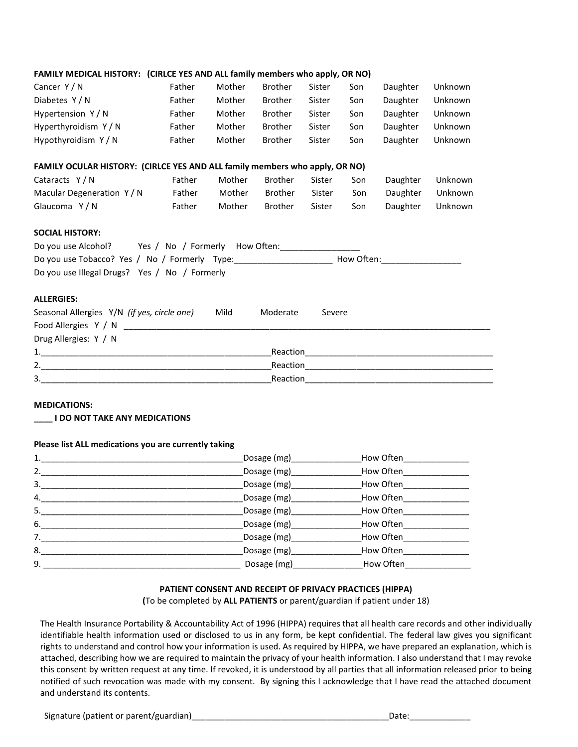**FAMILY MEDICAL HISTORY: (CIRLCE YES AND ALL family members who apply, OR NO)**

| | | | | | | | |
|---|---|---|---|---|---|---|---|
| Cancer Y / N | Father | Mother | Brother | Sister | Son | Daughter | Unknown |
| Diabetes Y / N | Father | Mother | Brother | Sister | Son | Daughter | Unknown |
| Hypertension Y / N | Father | Mother | Brother | Sister | Son | Daughter | Unknown |
| Hyperthyroidism Y / N | Father | Mother | Brother | Sister | Son | Daughter | Unknown |
| Hypothyroidism Y / N | Father | Mother | Brother | Sister | Son | Daughter | Unknown |

**FAMILY OCULAR HISTORY: (CIRLCE YES AND ALL family members who apply, OR NO)**

| | | | | | | | |
|---|---|---|---|---|---|---|---|
| Cataracts Y / N | Father | Mother | Brother | Sister | Son | Daughter | Unknown |
| Macular Degeneration Y / N | Father | Mother | Brother | Sister | Son | Daughter | Unknown |
| Glaucoma Y / N | Father | Mother | Brother | Sister | Son | Daughter | Unknown |

**SOCIAL HISTORY:**

Do you use Alcohol? Yes / No / Formerly How Often:_________________

Do you use Tobacco? Yes / No / Formerly Type:_____________________ How Often:_________________

Do you use Illegal Drugs? Yes / No / Formerly

**ALLERGIES:**

Seasonal Allergies Y/N *(if yes, circle one)* Mild Moderate Severe

Food Allergies Y / N ________________________________________________________________________________

Drug Allergies: Y / N

1.___________________________________________________Reaction__________________________________________

2.___________________________________________________Reaction__________________________________________

3.___________________________________________________Reaction__________________________________________

**MEDICATIONS:**

**____ I DO NOT TAKE ANY MEDICATIONS**

**Please list ALL medications you are currently taking**

1.____________________________________________Dosage (mg)_______________How Often______________

2.____________________________________________Dosage (mg)_______________How Often______________

3.____________________________________________Dosage (mg)_______________How Often______________

4.____________________________________________Dosage (mg)_______________How Often______________

5.____________________________________________Dosage (mg)_______________How Often______________

6.____________________________________________Dosage (mg)_______________How Often______________

7.____________________________________________Dosage (mg)_______________How Often______________

8.____________________________________________Dosage (mg)_______________How Often______________

9. ___________________________________________ Dosage (mg)_______________How Often______________

**PATIENT CONSENT AND RECEIPT OF PRIVACY PRACTICES (HIPPA)**

**(**To be completed by **ALL PATIENTS** or parent/guardian if patient under 18)

The Health Insurance Portability & Accountability Act of 1996 (HIPPA) requires that all health care records and other individually identifiable health information used or disclosed to us in any form, be kept confidential. The federal law gives you significant rights to understand and control how your information is used. As required by HIPPA, we have prepared an explanation, which is attached, describing how we are required to maintain the privacy of your health information. I also understand that I may revoke this consent by written request at any time. If revoked, it is understood by all parties that all information released prior to being notified of such revocation was made with my consent. By signing this I acknowledge that I have read the attached document and understand its contents.

Signature (patient or parent/guardian)____________________________________________Date:_____________